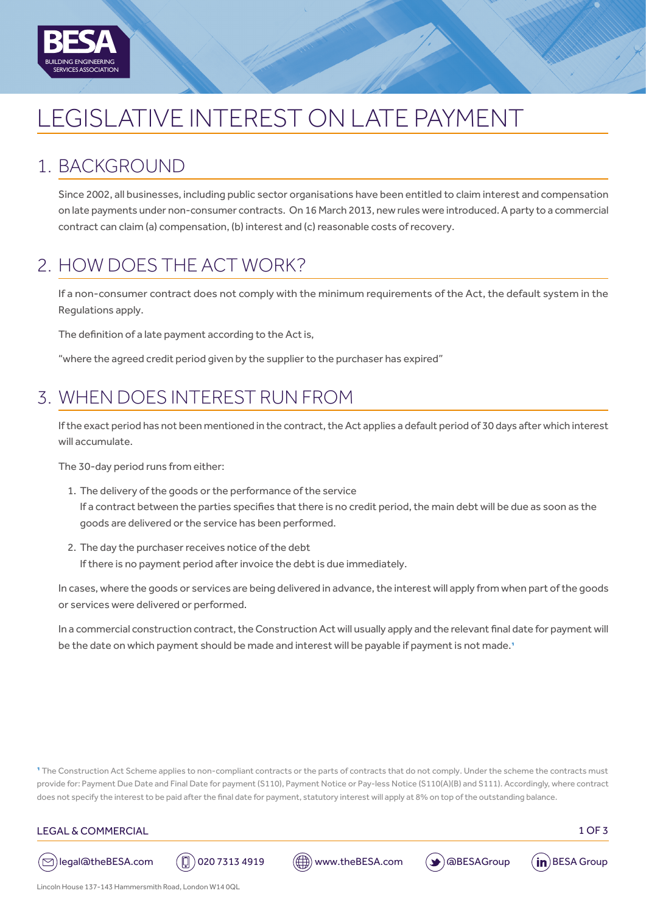# LEGISLATIVE INTEREST ON LATE PAYMENT

## 1. BACKGROUND

Since 2002, all businesses, including public sector organisations have been entitled to claim interest and compensation on late payments under non-consumer contracts. On 16 March 2013, new rules were introduced. A party to a commercial contract can claim (a) compensation, (b) interest and (c) reasonable costs of recovery.

## 2. HOW DOES THE ACT WORK?

If a non-consumer contract does not comply with the minimum requirements of the Act, the default system in the Regulations apply.

The definition of a late payment according to the Act is,

"where the agreed credit period given by the supplier to the purchaser has expired"

## 3. WHEN DOES INTEREST RUN FROM

If the exact period has not been mentioned in the contract, the Act applies a default period of 30 days after which interest will accumulate.

The 30-day period runs from either:

1. The delivery of the goods or the performance of the service
   If a contract between the parties specifies that there is no credit period, the main debt will be due as soon as the goods are delivered or the service has been performed.
2. The day the purchaser receives notice of the debt
   If there is no payment period after invoice the debt is due immediately.

In cases, where the goods or services are being delivered in advance, the interest will apply from when part of the goods or services were delivered or performed.

In a commercial construction contract, the Construction Act will usually apply and the relevant final date for payment will be the date on which payment should be made and interest will be payable if payment is not made.[1]

[1] The Construction Act Scheme applies to non-compliant contracts or the parts of contracts that do not comply. Under the scheme the contracts must provide for: Payment Due Date and Final Date for payment (S110), Payment Notice or Pay-less Notice (S110(A)(B) and S111). Accordingly, where contract does not specify the interest to be paid after the final date for payment, statutory interest will apply at 8% on top of the outstanding balance.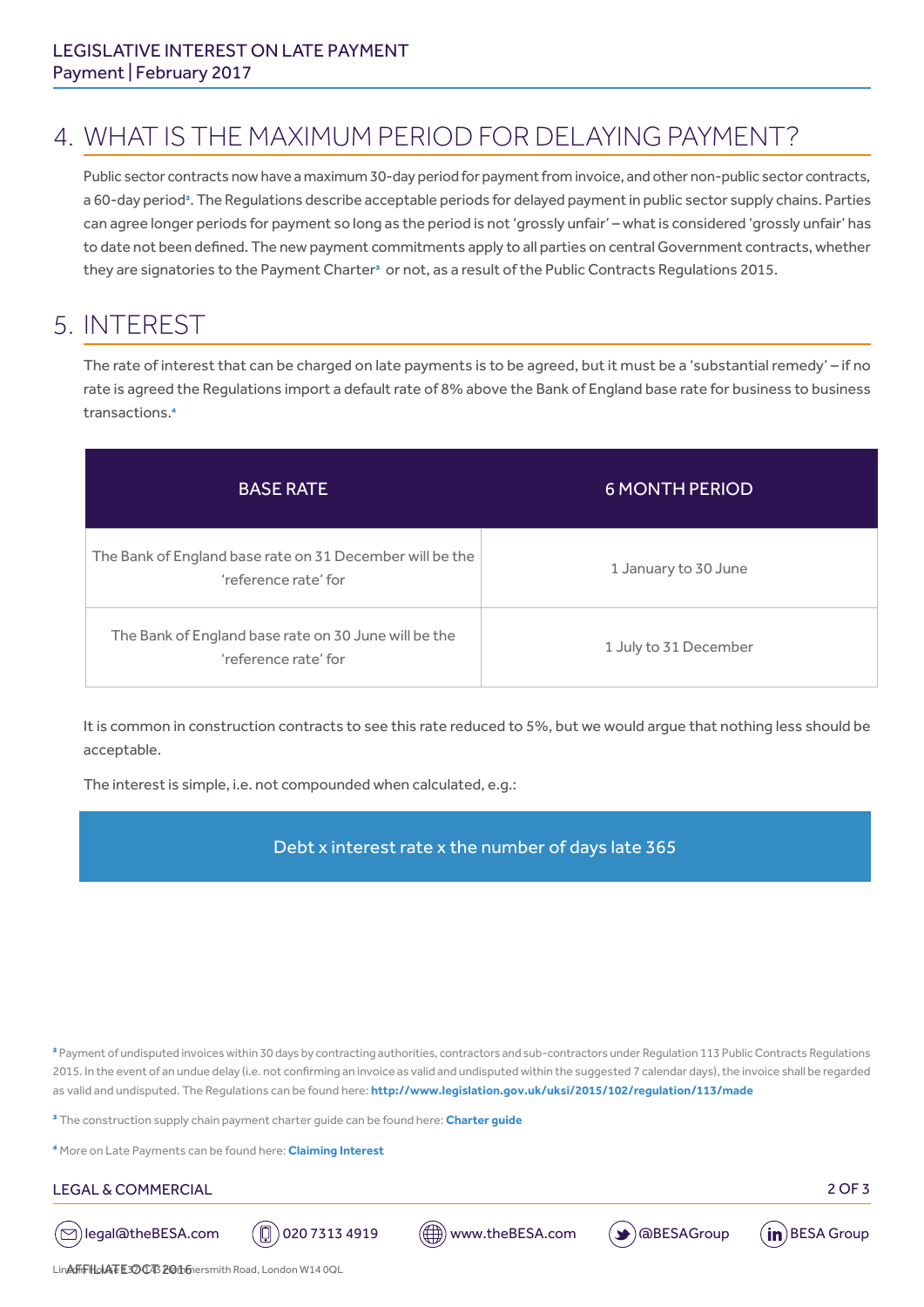## 4. WHAT IS THE MAXIMUM PERIOD FOR DELAYING PAYMENT?

Public sector contracts now have a maximum 30-day period for payment from invoice, and other non-public sector contracts, a 60-day period[2]. The Regulations describe acceptable periods for delayed payment in public sector supply chains. Parties can agree longer periods for payment so long as the period is not 'grossly unfair' – what is considered 'grossly unfair' has to date not been defined. The new payment commitments apply to all parties on central Government contracts, whether they are signatories to the Payment Charter[3] or not, as a result of the Public Contracts Regulations 2015.

## 5. INTEREST

The rate of interest that can be charged on late payments is to be agreed, but it must be a 'substantial remedy' – if no rate is agreed the Regulations import a default rate of 8% above the Bank of England base rate for business to business transactions.[4]

| BASE RATE | 6 MONTH PERIOD |
|---|---|
| The Bank of England base rate on 31 December will be the 'reference rate' for | 1 January to 30 June |
| The Bank of England base rate on 30 June will be the 'reference rate' for | 1 July to 31 December |

It is common in construction contracts to see this rate reduced to 5%, but we would argue that nothing less should be acceptable.

The interest is simple, i.e. not compounded when calculated, e.g.:

Debt x interest rate x the number of days late 365

[2] Payment of undisputed invoices within 30 days by contracting authorities, contractors and sub-contractors under Regulation 113 Public Contracts Regulations 2015. In the event of an undue delay (i.e. not confirming an invoice as valid and undisputed within the suggested 7 calendar days), the invoice shall be regarded as valid and undisputed. The Regulations can be found here: **http://www.legislation.gov.uk/uksi/2015/102/regulation/113/made**

[3] The construction supply chain payment charter guide can be found here: **Charter guide**

[4] More on Late Payments can be found here: **Claiming Interest**

LEGAL & COMMERCIAL

legal@theBESA.com | 020 7313 4919 | www.theBESA.com | @BESAGroup | BESA Group

AFFILIATE OCT 2016

Lin... Hammersmith Road, London W14 0QL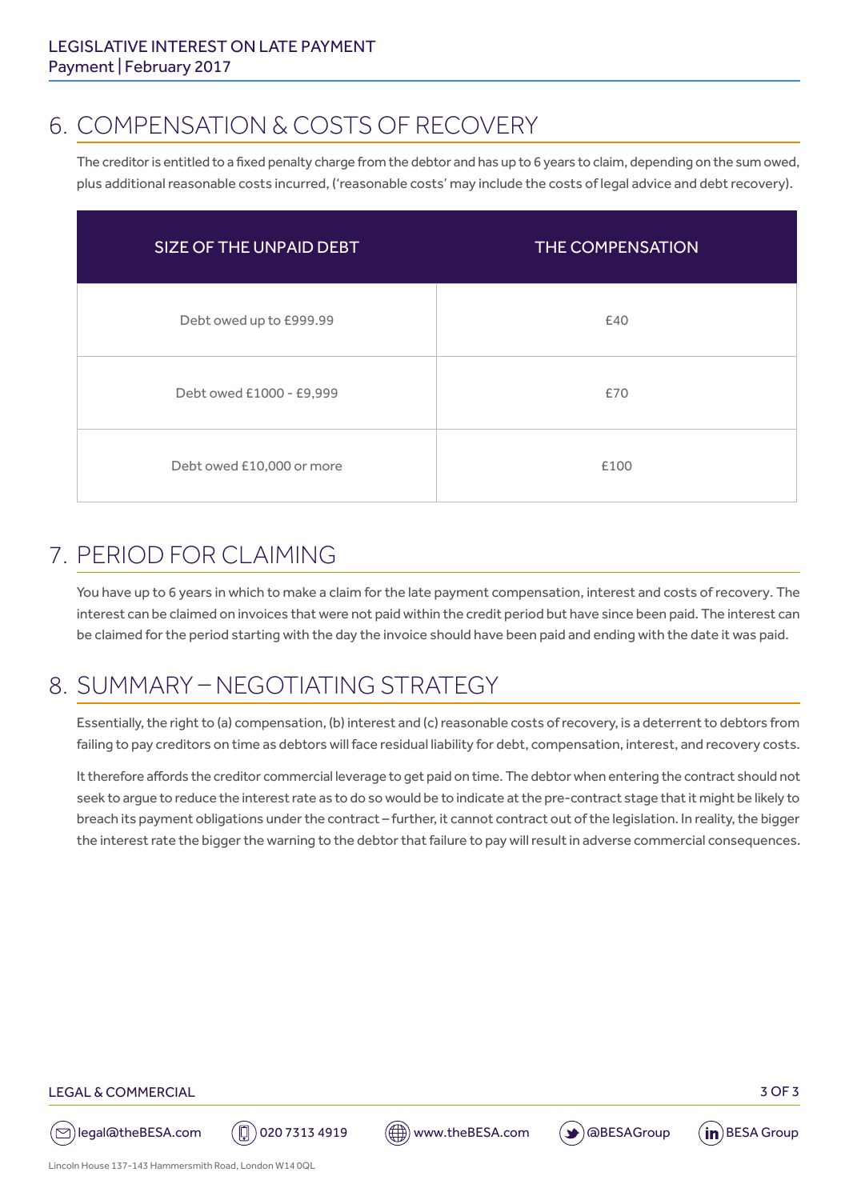## 6. COMPENSATION & COSTS OF RECOVERY

The creditor is entitled to a fixed penalty charge from the debtor and has up to 6 years to claim, depending on the sum owed, plus additional reasonable costs incurred, ('reasonable costs' may include the costs of legal advice and debt recovery).

| SIZE OF THE UNPAID DEBT | THE COMPENSATION |
| --- | --- |
| Debt owed up to £999.99 | £40 |
| Debt owed £1000 - £9,999 | £70 |
| Debt owed £10,000 or more | £100 |

## 7. PERIOD FOR CLAIMING

You have up to 6 years in which to make a claim for the late payment compensation, interest and costs of recovery. The interest can be claimed on invoices that were not paid within the credit period but have since been paid. The interest can be claimed for the period starting with the day the invoice should have been paid and ending with the date it was paid.

## 8. SUMMARY – NEGOTIATING STRATEGY

Essentially, the right to (a) compensation, (b) interest and (c) reasonable costs of recovery, is a deterrent to debtors from failing to pay creditors on time as debtors will face residual liability for debt, compensation, interest, and recovery costs.

It therefore affords the creditor commercial leverage to get paid on time. The debtor when entering the contract should not seek to argue to reduce the interest rate as to do so would be to indicate at the pre-contract stage that it might be likely to breach its payment obligations under the contract – further, it cannot contract out of the legislation. In reality, the bigger the interest rate the bigger the warning to the debtor that failure to pay will result in adverse commercial consequences.